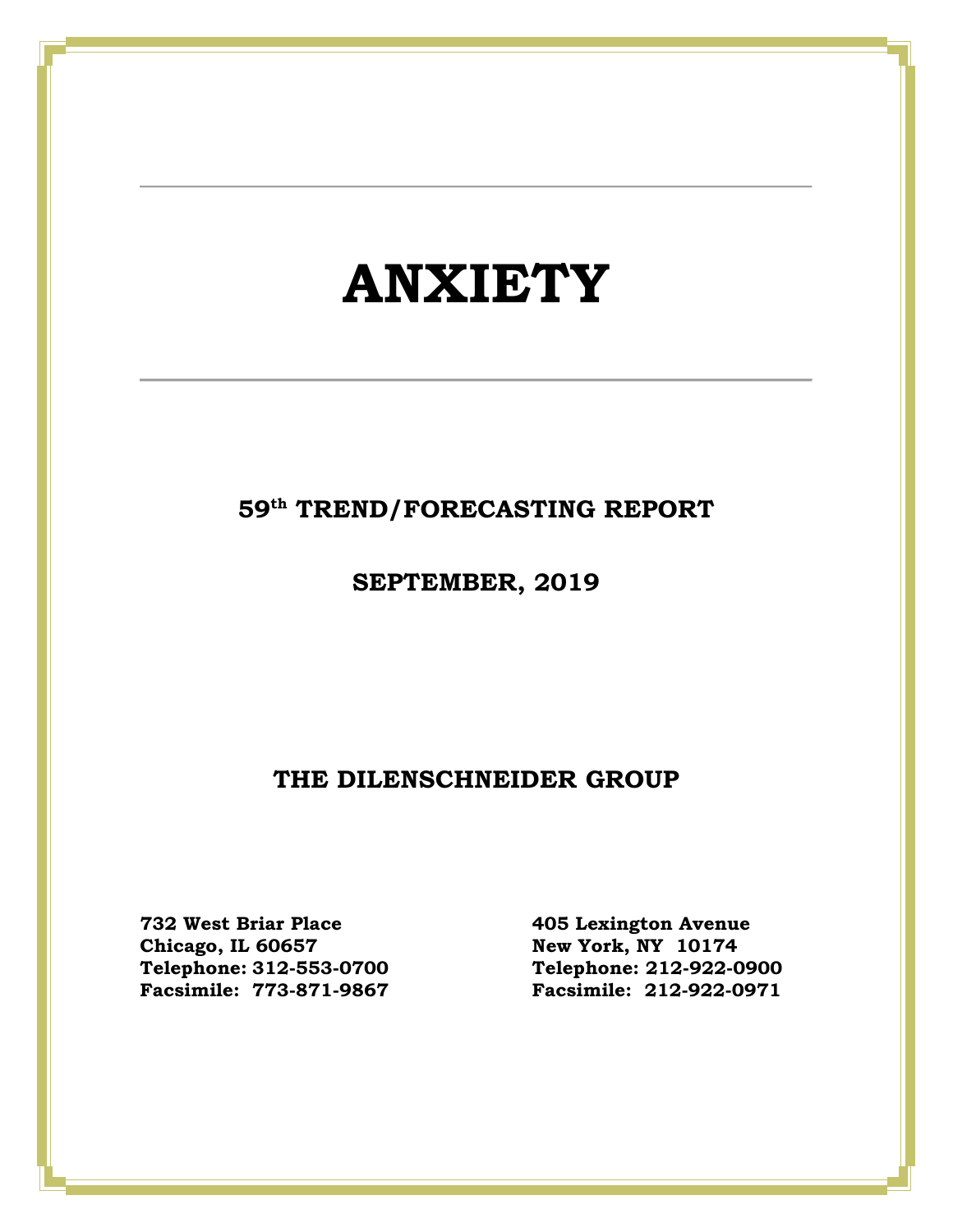# ANXIETY

**59th TREND/FORECASTING REPORT**

**SEPTEMBER, 2019**

**THE DILENSCHNEIDER GROUP**

**732 West Briar Place**
**Chicago, IL 60657**
**Telephone: 312-553-0700**
**Facsimile: 773-871-9867**

**405 Lexington Avenue**
**New York, NY 10174**
**Telephone: 212-922-0900**
**Facsimile: 212-922-0971**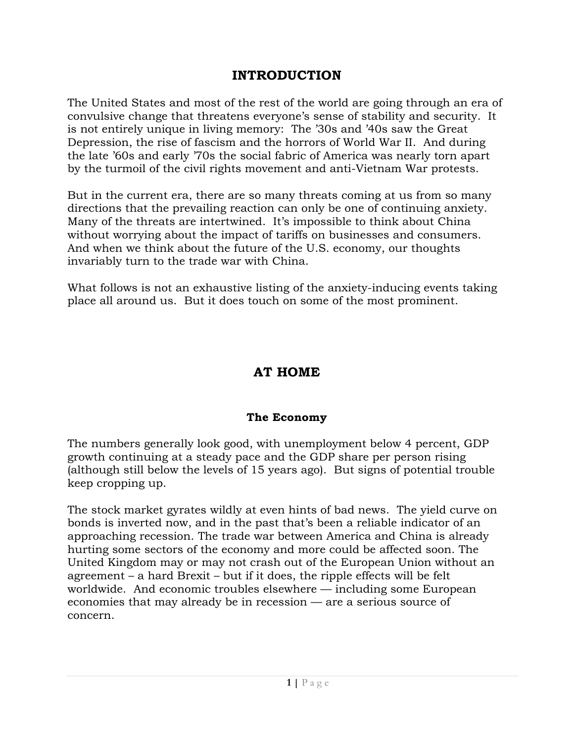# INTRODUCTION

The United States and most of the rest of the world are going through an era of convulsive change that threatens everyone's sense of stability and security. It is not entirely unique in living memory: The '30s and '40s saw the Great Depression, the rise of fascism and the horrors of World War II. And during the late '60s and early '70s the social fabric of America was nearly torn apart by the turmoil of the civil rights movement and anti-Vietnam War protests.

But in the current era, there are so many threats coming at us from so many directions that the prevailing reaction can only be one of continuing anxiety. Many of the threats are intertwined. It's impossible to think about China without worrying about the impact of tariffs on businesses and consumers. And when we think about the future of the U.S. economy, our thoughts invariably turn to the trade war with China.

What follows is not an exhaustive listing of the anxiety-inducing events taking place all around us. But it does touch on some of the most prominent.

# AT HOME

## The Economy

The numbers generally look good, with unemployment below 4 percent, GDP growth continuing at a steady pace and the GDP share per person rising (although still below the levels of 15 years ago). But signs of potential trouble keep cropping up.

The stock market gyrates wildly at even hints of bad news. The yield curve on bonds is inverted now, and in the past that's been a reliable indicator of an approaching recession. The trade war between America and China is already hurting some sectors of the economy and more could be affected soon. The United Kingdom may or may not crash out of the European Union without an agreement – a hard Brexit – but if it does, the ripple effects will be felt worldwide. And economic troubles elsewhere — including some European economies that may already be in recession — are a serious source of concern.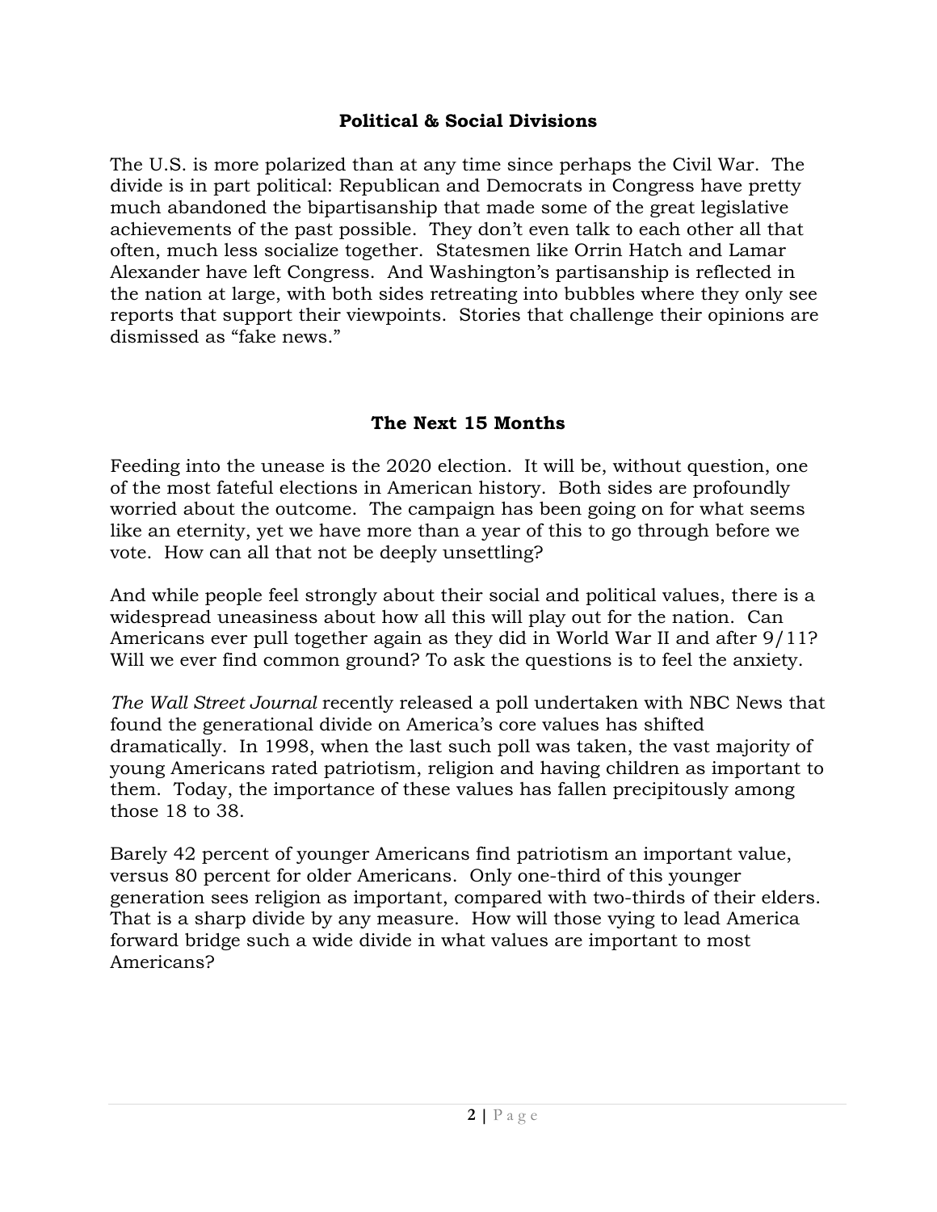## Political & Social Divisions

The U.S. is more polarized than at any time since perhaps the Civil War. The divide is in part political: Republican and Democrats in Congress have pretty much abandoned the bipartisanship that made some of the great legislative achievements of the past possible. They don't even talk to each other all that often, much less socialize together. Statesmen like Orrin Hatch and Lamar Alexander have left Congress. And Washington's partisanship is reflected in the nation at large, with both sides retreating into bubbles where they only see reports that support their viewpoints. Stories that challenge their opinions are dismissed as "fake news."

## The Next 15 Months

Feeding into the unease is the 2020 election. It will be, without question, one of the most fateful elections in American history. Both sides are profoundly worried about the outcome. The campaign has been going on for what seems like an eternity, yet we have more than a year of this to go through before we vote. How can all that not be deeply unsettling?

And while people feel strongly about their social and political values, there is a widespread uneasiness about how all this will play out for the nation. Can Americans ever pull together again as they did in World War II and after 9/11? Will we ever find common ground? To ask the questions is to feel the anxiety.

*The Wall Street Journal* recently released a poll undertaken with NBC News that found the generational divide on America's core values has shifted dramatically. In 1998, when the last such poll was taken, the vast majority of young Americans rated patriotism, religion and having children as important to them. Today, the importance of these values has fallen precipitously among those 18 to 38.

Barely 42 percent of younger Americans find patriotism an important value, versus 80 percent for older Americans. Only one-third of this younger generation sees religion as important, compared with two-thirds of their elders. That is a sharp divide by any measure. How will those vying to lead America forward bridge such a wide divide in what values are important to most Americans?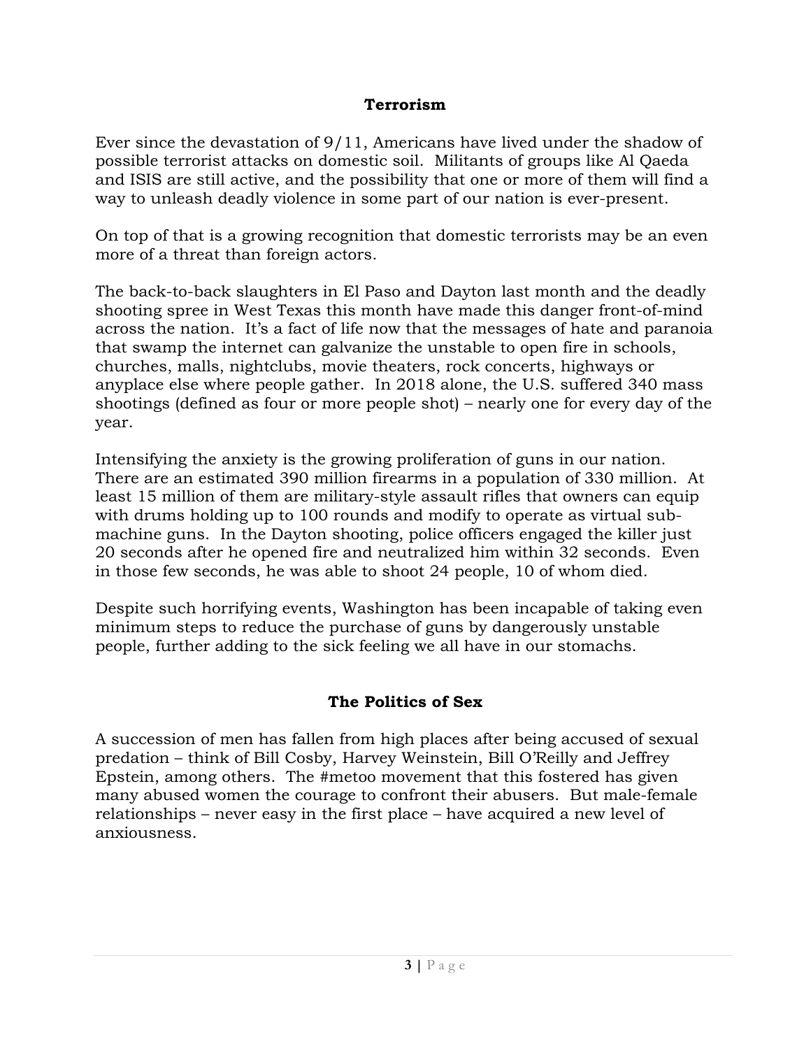## Terrorism

Ever since the devastation of 9/11, Americans have lived under the shadow of possible terrorist attacks on domestic soil. Militants of groups like Al Qaeda and ISIS are still active, and the possibility that one or more of them will find a way to unleash deadly violence in some part of our nation is ever-present.

On top of that is a growing recognition that domestic terrorists may be an even more of a threat than foreign actors.

The back-to-back slaughters in El Paso and Dayton last month and the deadly shooting spree in West Texas this month have made this danger front-of-mind across the nation. It's a fact of life now that the messages of hate and paranoia that swamp the internet can galvanize the unstable to open fire in schools, churches, malls, nightclubs, movie theaters, rock concerts, highways or anyplace else where people gather. In 2018 alone, the U.S. suffered 340 mass shootings (defined as four or more people shot) – nearly one for every day of the year.

Intensifying the anxiety is the growing proliferation of guns in our nation. There are an estimated 390 million firearms in a population of 330 million. At least 15 million of them are military-style assault rifles that owners can equip with drums holding up to 100 rounds and modify to operate as virtual sub-machine guns. In the Dayton shooting, police officers engaged the killer just 20 seconds after he opened fire and neutralized him within 32 seconds. Even in those few seconds, he was able to shoot 24 people, 10 of whom died.

Despite such horrifying events, Washington has been incapable of taking even minimum steps to reduce the purchase of guns by dangerously unstable people, further adding to the sick feeling we all have in our stomachs.

## The Politics of Sex

A succession of men has fallen from high places after being accused of sexual predation – think of Bill Cosby, Harvey Weinstein, Bill O'Reilly and Jeffrey Epstein, among others. The #metoo movement that this fostered has given many abused women the courage to confront their abusers. But male-female relationships – never easy in the first place – have acquired a new level of anxiousness.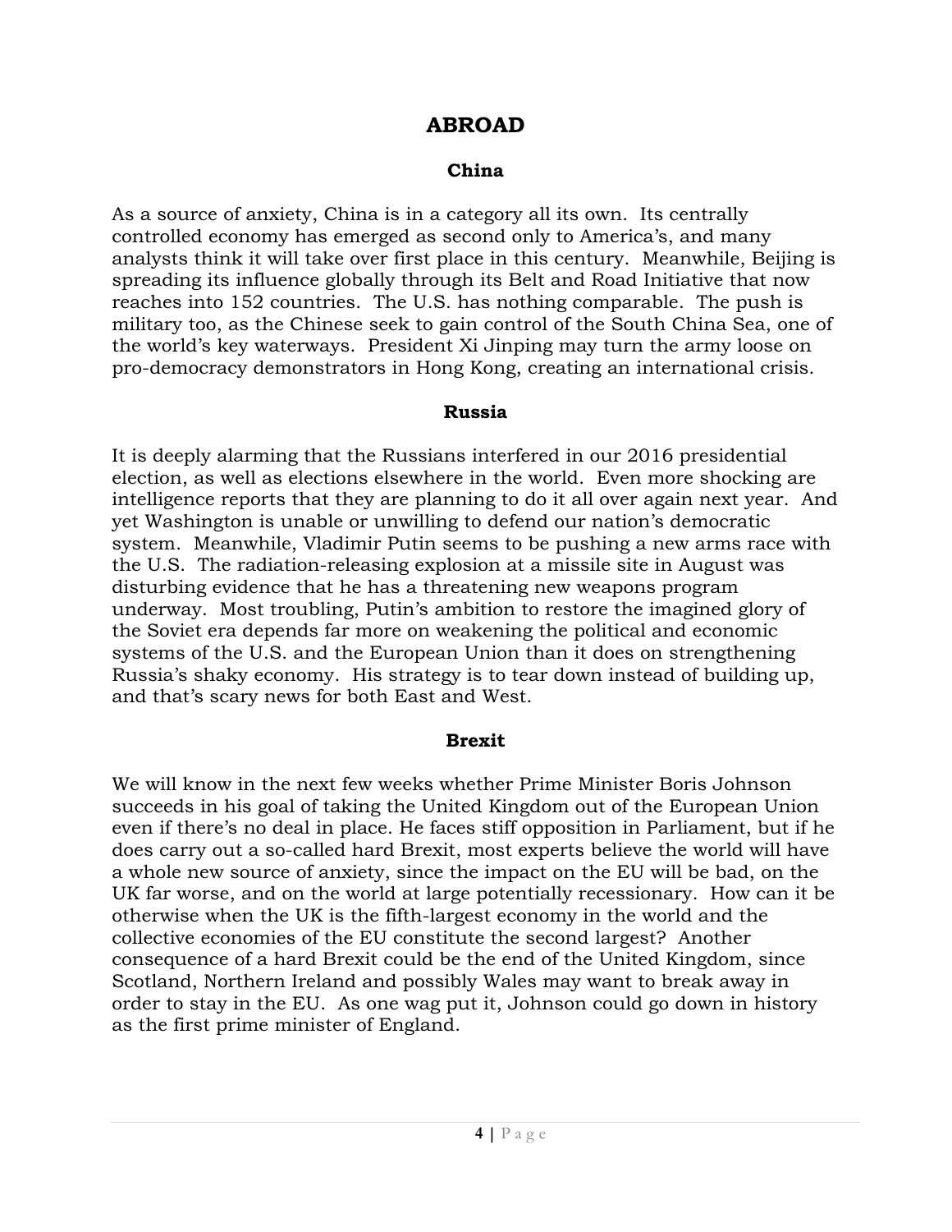# ABROAD

## China

As a source of anxiety, China is in a category all its own. Its centrally controlled economy has emerged as second only to America's, and many analysts think it will take over first place in this century. Meanwhile, Beijing is spreading its influence globally through its Belt and Road Initiative that now reaches into 152 countries. The U.S. has nothing comparable. The push is military too, as the Chinese seek to gain control of the South China Sea, one of the world's key waterways. President Xi Jinping may turn the army loose on pro-democracy demonstrators in Hong Kong, creating an international crisis.

## Russia

It is deeply alarming that the Russians interfered in our 2016 presidential election, as well as elections elsewhere in the world. Even more shocking are intelligence reports that they are planning to do it all over again next year. And yet Washington is unable or unwilling to defend our nation's democratic system. Meanwhile, Vladimir Putin seems to be pushing a new arms race with the U.S. The radiation-releasing explosion at a missile site in August was disturbing evidence that he has a threatening new weapons program underway. Most troubling, Putin's ambition to restore the imagined glory of the Soviet era depends far more on weakening the political and economic systems of the U.S. and the European Union than it does on strengthening Russia's shaky economy. His strategy is to tear down instead of building up, and that's scary news for both East and West.

## Brexit

We will know in the next few weeks whether Prime Minister Boris Johnson succeeds in his goal of taking the United Kingdom out of the European Union even if there's no deal in place. He faces stiff opposition in Parliament, but if he does carry out a so-called hard Brexit, most experts believe the world will have a whole new source of anxiety, since the impact on the EU will be bad, on the UK far worse, and on the world at large potentially recessionary. How can it be otherwise when the UK is the fifth-largest economy in the world and the collective economies of the EU constitute the second largest? Another consequence of a hard Brexit could be the end of the United Kingdom, since Scotland, Northern Ireland and possibly Wales may want to break away in order to stay in the EU. As one wag put it, Johnson could go down in history as the first prime minister of England.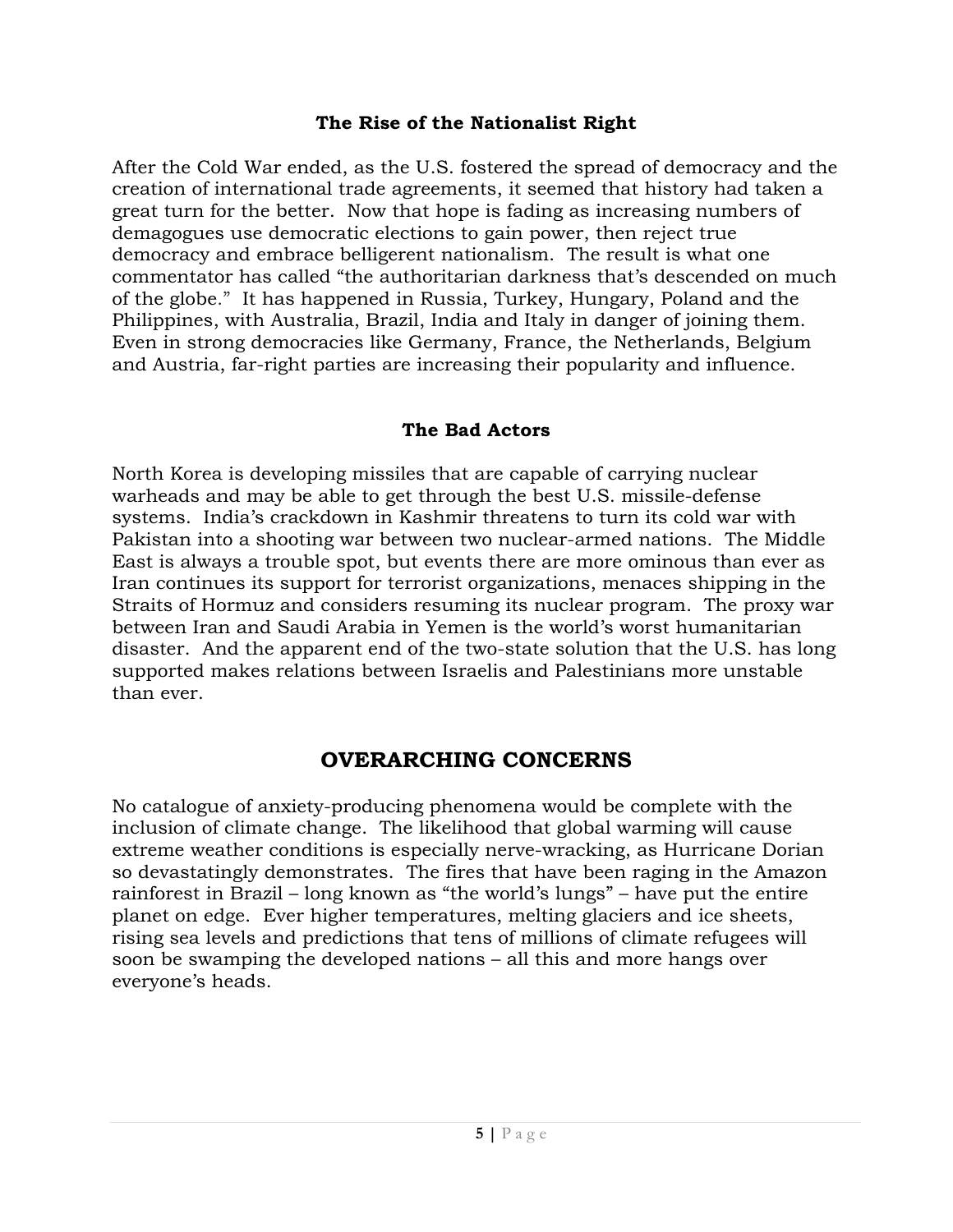### The Rise of the Nationalist Right

After the Cold War ended, as the U.S. fostered the spread of democracy and the creation of international trade agreements, it seemed that history had taken a great turn for the better. Now that hope is fading as increasing numbers of demagogues use democratic elections to gain power, then reject true democracy and embrace belligerent nationalism. The result is what one commentator has called "the authoritarian darkness that's descended on much of the globe." It has happened in Russia, Turkey, Hungary, Poland and the Philippines, with Australia, Brazil, India and Italy in danger of joining them. Even in strong democracies like Germany, France, the Netherlands, Belgium and Austria, far-right parties are increasing their popularity and influence.

### The Bad Actors

North Korea is developing missiles that are capable of carrying nuclear warheads and may be able to get through the best U.S. missile-defense systems. India's crackdown in Kashmir threatens to turn its cold war with Pakistan into a shooting war between two nuclear-armed nations. The Middle East is always a trouble spot, but events there are more ominous than ever as Iran continues its support for terrorist organizations, menaces shipping in the Straits of Hormuz and considers resuming its nuclear program. The proxy war between Iran and Saudi Arabia in Yemen is the world's worst humanitarian disaster. And the apparent end of the two-state solution that the U.S. has long supported makes relations between Israelis and Palestinians more unstable than ever.

## OVERARCHING CONCERNS

No catalogue of anxiety-producing phenomena would be complete with the inclusion of climate change. The likelihood that global warming will cause extreme weather conditions is especially nerve-wracking, as Hurricane Dorian so devastatingly demonstrates. The fires that have been raging in the Amazon rainforest in Brazil – long known as "the world's lungs" – have put the entire planet on edge. Ever higher temperatures, melting glaciers and ice sheets, rising sea levels and predictions that tens of millions of climate refugees will soon be swamping the developed nations – all this and more hangs over everyone's heads.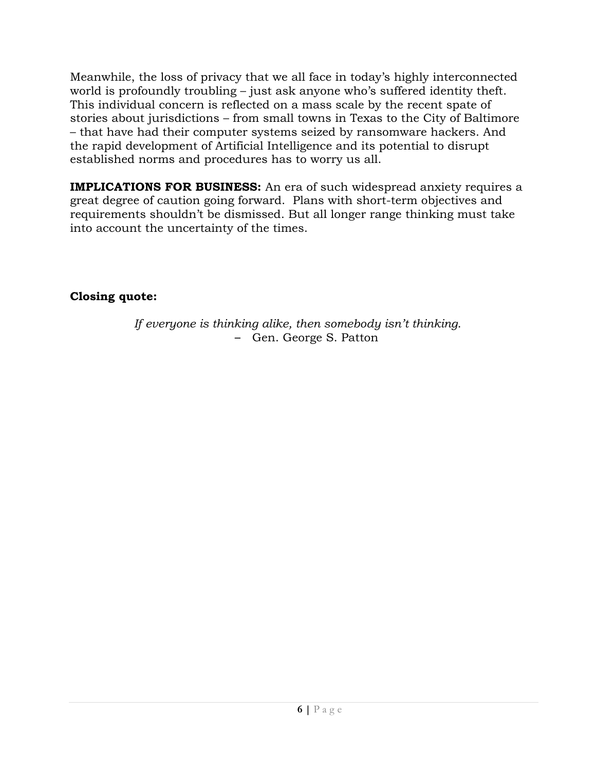Meanwhile, the loss of privacy that we all face in today's highly interconnected world is profoundly troubling – just ask anyone who's suffered identity theft. This individual concern is reflected on a mass scale by the recent spate of stories about jurisdictions – from small towns in Texas to the City of Baltimore – that have had their computer systems seized by ransomware hackers. And the rapid development of Artificial Intelligence and its potential to disrupt established norms and procedures has to worry us all.

**IMPLICATIONS FOR BUSINESS:** An era of such widespread anxiety requires a great degree of caution going forward. Plans with short-term objectives and requirements shouldn't be dismissed. But all longer range thinking must take into account the uncertainty of the times.

**Closing quote:**

*If everyone is thinking alike, then somebody isn't thinking.*
– Gen. George S. Patton